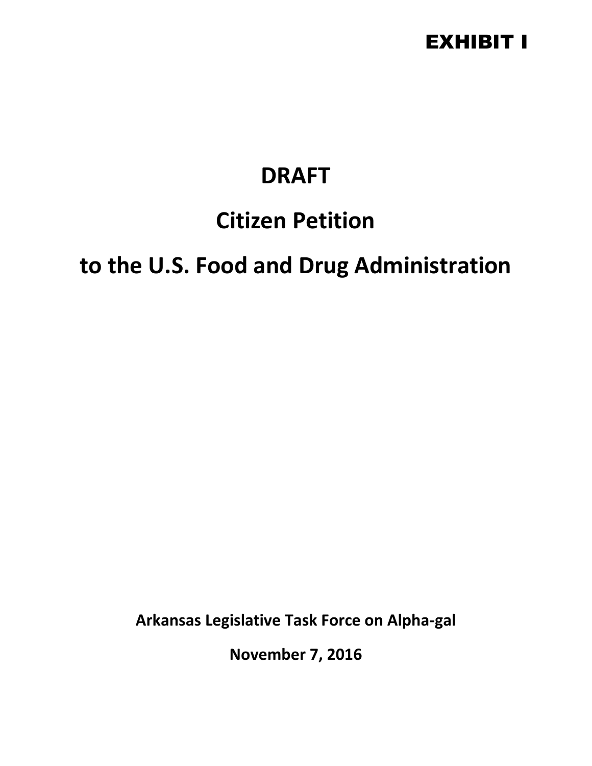EXHIBIT I

# DRAFT

# Citizen Petition

# to the U.S. Food and Drug Administration

**Arkansas Legislative Task Force on Alpha-gal**

**November 7, 2016**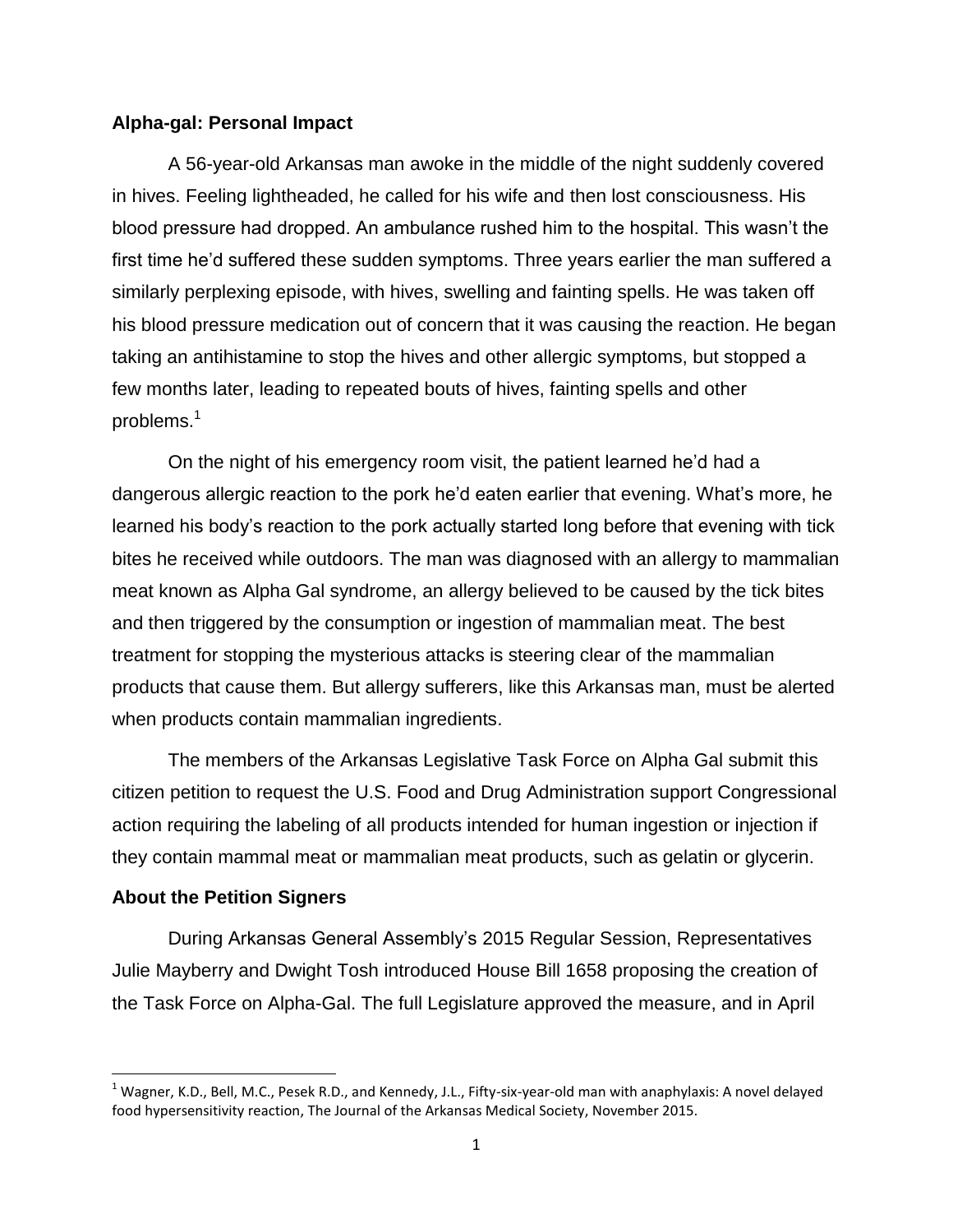**Alpha-gal: Personal Impact**

A 56-year-old Arkansas man awoke in the middle of the night suddenly covered in hives. Feeling lightheaded, he called for his wife and then lost consciousness. His blood pressure had dropped. An ambulance rushed him to the hospital. This wasn't the first time he'd suffered these sudden symptoms. Three years earlier the man suffered a similarly perplexing episode, with hives, swelling and fainting spells. He was taken off his blood pressure medication out of concern that it was causing the reaction. He began taking an antihistamine to stop the hives and other allergic symptoms, but stopped a few months later, leading to repeated bouts of hives, fainting spells and other problems.[1]

On the night of his emergency room visit, the patient learned he'd had a dangerous allergic reaction to the pork he'd eaten earlier that evening. What's more, he learned his body's reaction to the pork actually started long before that evening with tick bites he received while outdoors. The man was diagnosed with an allergy to mammalian meat known as Alpha Gal syndrome, an allergy believed to be caused by the tick bites and then triggered by the consumption or ingestion of mammalian meat. The best treatment for stopping the mysterious attacks is steering clear of the mammalian products that cause them. But allergy sufferers, like this Arkansas man, must be alerted when products contain mammalian ingredients.

The members of the Arkansas Legislative Task Force on Alpha Gal submit this citizen petition to request the U.S. Food and Drug Administration support Congressional action requiring the labeling of all products intended for human ingestion or injection if they contain mammal meat or mammalian meat products, such as gelatin or glycerin.

**About the Petition Signers**

During Arkansas General Assembly's 2015 Regular Session, Representatives Julie Mayberry and Dwight Tosh introduced House Bill 1658 proposing the creation of the Task Force on Alpha-Gal. The full Legislature approved the measure, and in April

[1] Wagner, K.D., Bell, M.C., Pesek R.D., and Kennedy, J.L., Fifty-six-year-old man with anaphylaxis: A novel delayed food hypersensitivity reaction, The Journal of the Arkansas Medical Society, November 2015.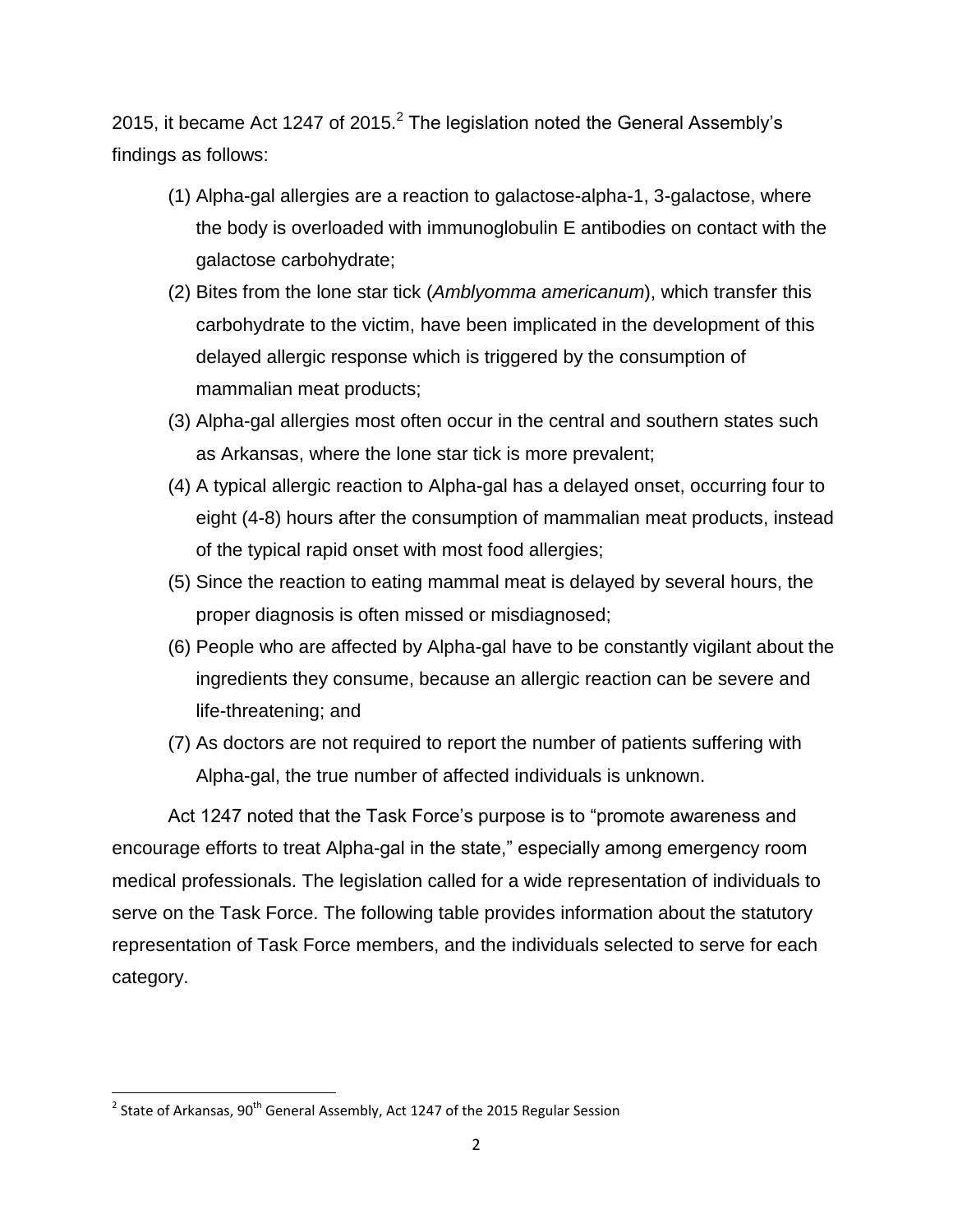2015, it became Act 1247 of 2015.[2] The legislation noted the General Assembly's findings as follows:

(1) Alpha-gal allergies are a reaction to galactose-alpha-1, 3-galactose, where the body is overloaded with immunoglobulin E antibodies on contact with the galactose carbohydrate;

(2) Bites from the lone star tick (*Amblyomma americanum*), which transfer this carbohydrate to the victim, have been implicated in the development of this delayed allergic response which is triggered by the consumption of mammalian meat products;

(3) Alpha-gal allergies most often occur in the central and southern states such as Arkansas, where the lone star tick is more prevalent;

(4) A typical allergic reaction to Alpha-gal has a delayed onset, occurring four to eight (4-8) hours after the consumption of mammalian meat products, instead of the typical rapid onset with most food allergies;

(5) Since the reaction to eating mammal meat is delayed by several hours, the proper diagnosis is often missed or misdiagnosed;

(6) People who are affected by Alpha-gal have to be constantly vigilant about the ingredients they consume, because an allergic reaction can be severe and life-threatening; and

(7) As doctors are not required to report the number of patients suffering with Alpha-gal, the true number of affected individuals is unknown.

Act 1247 noted that the Task Force's purpose is to "promote awareness and encourage efforts to treat Alpha-gal in the state," especially among emergency room medical professionals. The legislation called for a wide representation of individuals to serve on the Task Force. The following table provides information about the statutory representation of Task Force members, and the individuals selected to serve for each category.

---

[2] State of Arkansas, 90th General Assembly, Act 1247 of the 2015 Regular Session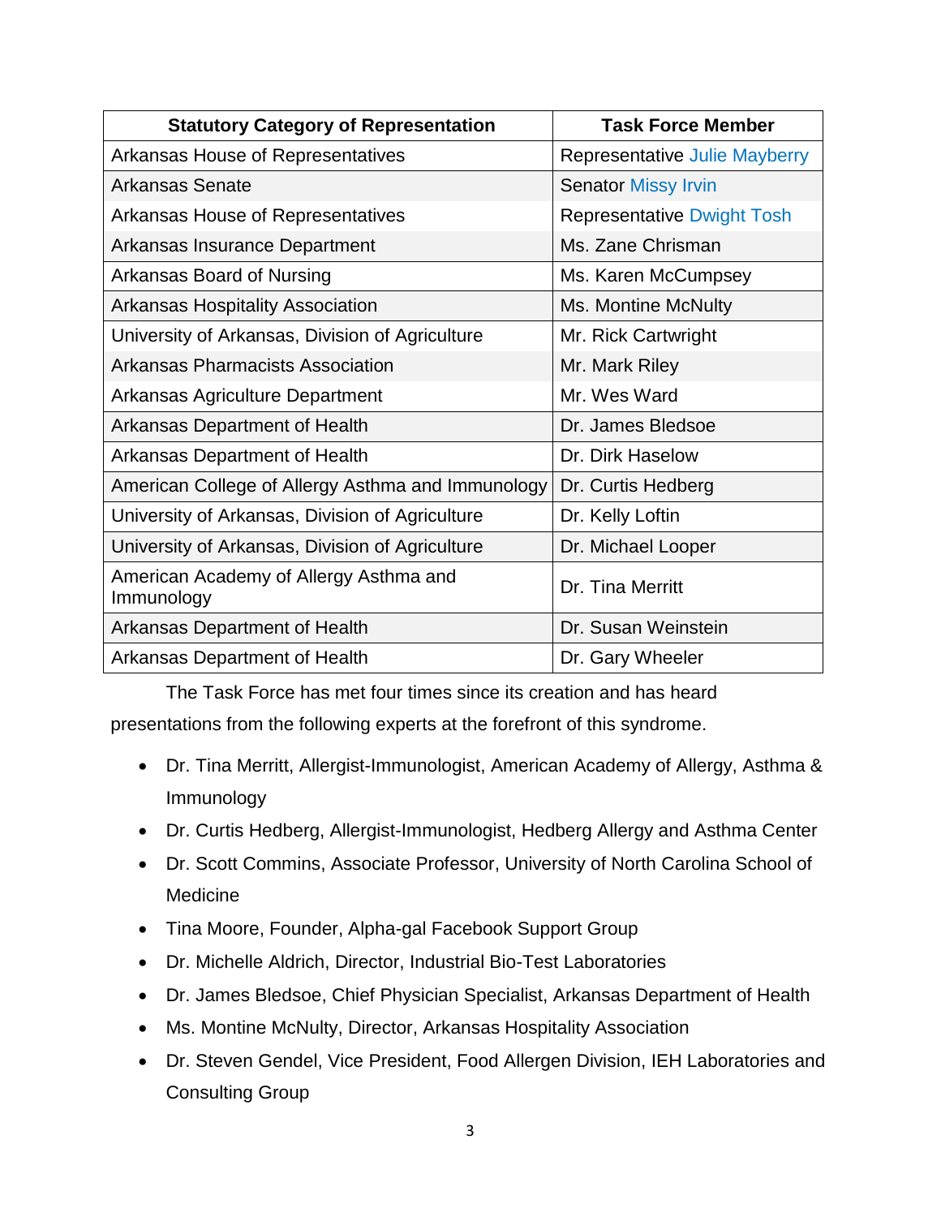| Statutory Category of Representation | Task Force Member |
|---|---|
| Arkansas House of Representatives | Representative Julie Mayberry |
| Arkansas Senate | Senator Missy Irvin |
| Arkansas House of Representatives | Representative Dwight Tosh |
| Arkansas Insurance Department | Ms. Zane Chrisman |
| Arkansas Board of Nursing | Ms. Karen McCumpsey |
| Arkansas Hospitality Association | Ms. Montine McNulty |
| University of Arkansas, Division of Agriculture | Mr. Rick Cartwright |
| Arkansas Pharmacists Association | Mr. Mark Riley |
| Arkansas Agriculture Department | Mr. Wes Ward |
| Arkansas Department of Health | Dr. James Bledsoe |
| Arkansas Department of Health | Dr. Dirk Haselow |
| American College of Allergy Asthma and Immunology | Dr. Curtis Hedberg |
| University of Arkansas, Division of Agriculture | Dr. Kelly Loftin |
| University of Arkansas, Division of Agriculture | Dr. Michael Looper |
| American Academy of Allergy Asthma and Immunology | Dr. Tina Merritt |
| Arkansas Department of Health | Dr. Susan Weinstein |
| Arkansas Department of Health | Dr. Gary Wheeler |

The Task Force has met four times since its creation and has heard presentations from the following experts at the forefront of this syndrome.

- Dr. Tina Merritt, Allergist-Immunologist, American Academy of Allergy, Asthma & Immunology
- Dr. Curtis Hedberg, Allergist-Immunologist, Hedberg Allergy and Asthma Center
- Dr. Scott Commins, Associate Professor, University of North Carolina School of Medicine
- Tina Moore, Founder, Alpha-gal Facebook Support Group
- Dr. Michelle Aldrich, Director, Industrial Bio-Test Laboratories
- Dr. James Bledsoe, Chief Physician Specialist, Arkansas Department of Health
- Ms. Montine McNulty, Director, Arkansas Hospitality Association
- Dr. Steven Gendel, Vice President, Food Allergen Division, IEH Laboratories and Consulting Group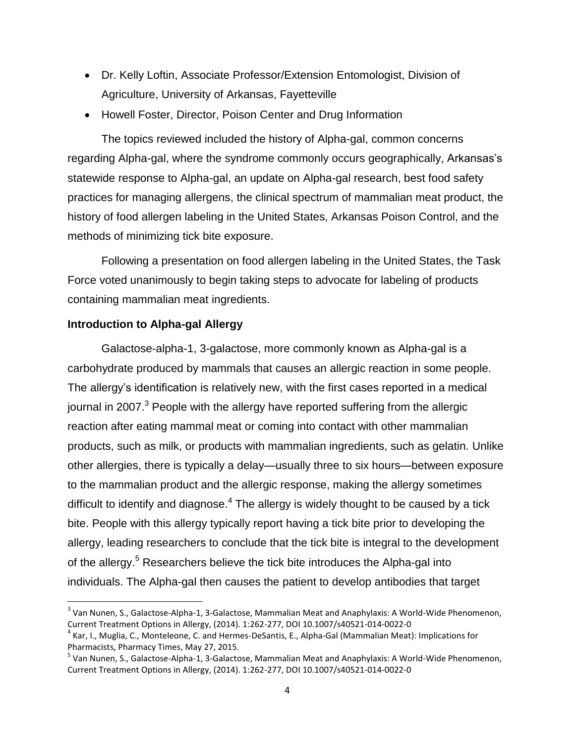- Dr. Kelly Loftin, Associate Professor/Extension Entomologist, Division of Agriculture, University of Arkansas, Fayetteville
- Howell Foster, Director, Poison Center and Drug Information

The topics reviewed included the history of Alpha-gal, common concerns regarding Alpha-gal, where the syndrome commonly occurs geographically, Arkansas's statewide response to Alpha-gal, an update on Alpha-gal research, best food safety practices for managing allergens, the clinical spectrum of mammalian meat product, the history of food allergen labeling in the United States, Arkansas Poison Control, and the methods of minimizing tick bite exposure.

Following a presentation on food allergen labeling in the United States, the Task Force voted unanimously to begin taking steps to advocate for labeling of products containing mammalian meat ingredients.

**Introduction to Alpha-gal Allergy**

Galactose-alpha-1, 3-galactose, more commonly known as Alpha-gal is a carbohydrate produced by mammals that causes an allergic reaction in some people. The allergy's identification is relatively new, with the first cases reported in a medical journal in 2007.[3] People with the allergy have reported suffering from the allergic reaction after eating mammal meat or coming into contact with other mammalian products, such as milk, or products with mammalian ingredients, such as gelatin. Unlike other allergies, there is typically a delay—usually three to six hours—between exposure to the mammalian product and the allergic response, making the allergy sometimes difficult to identify and diagnose.[4] The allergy is widely thought to be caused by a tick bite. People with this allergy typically report having a tick bite prior to developing the allergy, leading researchers to conclude that the tick bite is integral to the development of the allergy.[5] Researchers believe the tick bite introduces the Alpha-gal into individuals. The Alpha-gal then causes the patient to develop antibodies that target

---

[3] Van Nunen, S., Galactose-Alpha-1, 3-Galactose, Mammalian Meat and Anaphylaxis: A World-Wide Phenomenon, Current Treatment Options in Allergy, (2014). 1:262-277, DOI 10.1007/s40521-014-0022-0

[4] Kar, I., Muglia, C., Monteleone, C. and Hermes-DeSantis, E., Alpha-Gal (Mammalian Meat): Implications for Pharmacists, Pharmacy Times, May 27, 2015.

[5] Van Nunen, S., Galactose-Alpha-1, 3-Galactose, Mammalian Meat and Anaphylaxis: A World-Wide Phenomenon, Current Treatment Options in Allergy, (2014). 1:262-277, DOI 10.1007/s40521-014-0022-0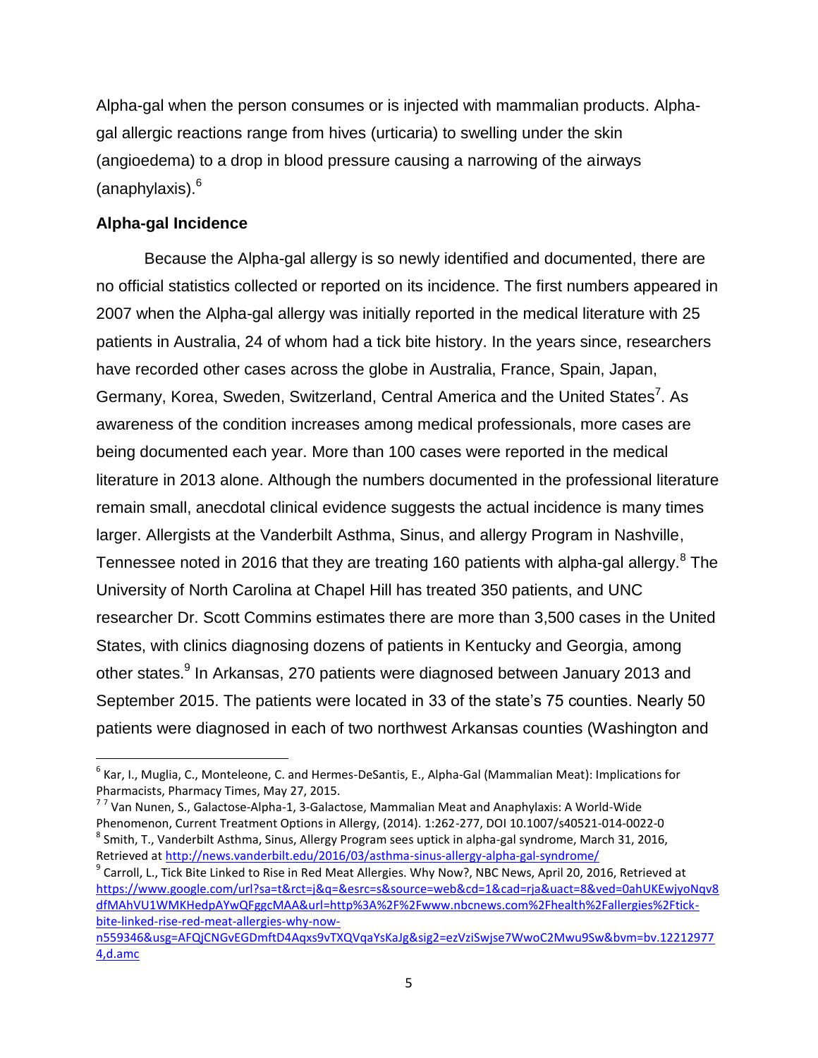Alpha-gal when the person consumes or is injected with mammalian products. Alpha-gal allergic reactions range from hives (urticaria) to swelling under the skin (angioedema) to a drop in blood pressure causing a narrowing of the airways (anaphylaxis).[6]

### Alpha-gal Incidence

Because the Alpha-gal allergy is so newly identified and documented, there are no official statistics collected or reported on its incidence. The first numbers appeared in 2007 when the Alpha-gal allergy was initially reported in the medical literature with 25 patients in Australia, 24 of whom had a tick bite history. In the years since, researchers have recorded other cases across the globe in Australia, France, Spain, Japan, Germany, Korea, Sweden, Switzerland, Central America and the United States[7]. As awareness of the condition increases among medical professionals, more cases are being documented each year. More than 100 cases were reported in the medical literature in 2013 alone. Although the numbers documented in the professional literature remain small, anecdotal clinical evidence suggests the actual incidence is many times larger. Allergists at the Vanderbilt Asthma, Sinus, and allergy Program in Nashville, Tennessee noted in 2016 that they are treating 160 patients with alpha-gal allergy.[8] The University of North Carolina at Chapel Hill has treated 350 patients, and UNC researcher Dr. Scott Commins estimates there are more than 3,500 cases in the United States, with clinics diagnosing dozens of patients in Kentucky and Georgia, among other states.[9] In Arkansas, 270 patients were diagnosed between January 2013 and September 2015. The patients were located in 33 of the state's 75 counties. Nearly 50 patients were diagnosed in each of two northwest Arkansas counties (Washington and

---

[6] Kar, I., Muglia, C., Monteleone, C. and Hermes-DeSantis, E., Alpha-Gal (Mammalian Meat): Implications for Pharmacists, Pharmacy Times, May 27, 2015.

[7] [7] Van Nunen, S., Galactose-Alpha-1, 3-Galactose, Mammalian Meat and Anaphylaxis: A World-Wide Phenomenon, Current Treatment Options in Allergy, (2014). 1:262-277, DOI 10.1007/s40521-014-0022-0

[8] Smith, T., Vanderbilt Asthma, Sinus, Allergy Program sees uptick in alpha-gal syndrome, March 31, 2016, Retrieved at http://news.vanderbilt.edu/2016/03/asthma-sinus-allergy-alpha-gal-syndrome/

[9] Carroll, L., Tick Bite Linked to Rise in Red Meat Allergies. Why Now?, NBC News, April 20, 2016, Retrieved at https://www.google.com/url?sa=t&rct=j&q=&esrc=s&source=web&cd=1&cad=rja&uact=8&ved=0ahUKEwjyoNqv8dfMAhVU1WMKHedpAYwQFggcMAA&url=http%3A%2F%2Fwww.nbcnews.com%2Fhealth%2Fallergies%2Ftick-bite-linked-rise-red-meat-allergies-why-now-n559346&usg=AFQjCNGvEGDmftD4Aqxs9vTXQVqaYsKaJg&sig2=ezVziSwjse7WwoC2Mwu9Sw&bvm=bv.122129774,d.amc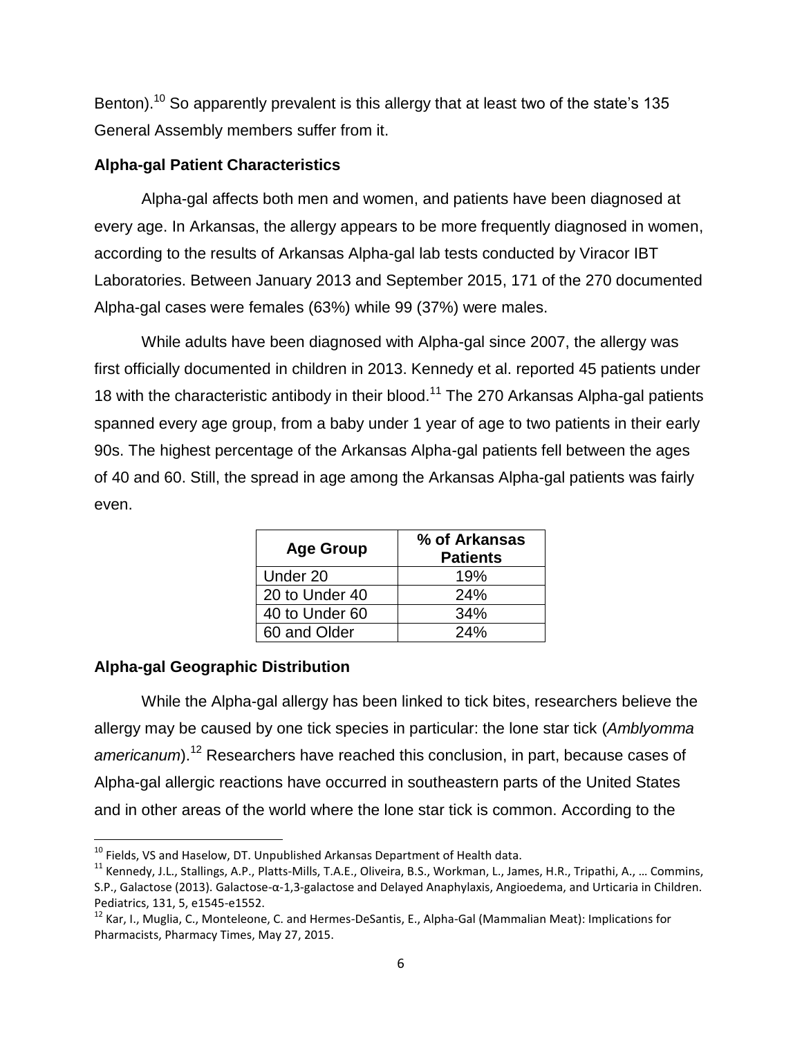Benton).[10] So apparently prevalent is this allergy that at least two of the state's 135 General Assembly members suffer from it.

## Alpha-gal Patient Characteristics

Alpha-gal affects both men and women, and patients have been diagnosed at every age. In Arkansas, the allergy appears to be more frequently diagnosed in women, according to the results of Arkansas Alpha-gal lab tests conducted by Viracor IBT Laboratories. Between January 2013 and September 2015, 171 of the 270 documented Alpha-gal cases were females (63%) while 99 (37%) were males.

While adults have been diagnosed with Alpha-gal since 2007, the allergy was first officially documented in children in 2013. Kennedy et al. reported 45 patients under 18 with the characteristic antibody in their blood.[11] The 270 Arkansas Alpha-gal patients spanned every age group, from a baby under 1 year of age to two patients in their early 90s. The highest percentage of the Arkansas Alpha-gal patients fell between the ages of 40 and 60. Still, the spread in age among the Arkansas Alpha-gal patients was fairly even.

| Age Group | % of Arkansas Patients |
|---|---|
| Under 20 | 19% |
| 20 to Under 40 | 24% |
| 40 to Under 60 | 34% |
| 60 and Older | 24% |

## Alpha-gal Geographic Distribution

While the Alpha-gal allergy has been linked to tick bites, researchers believe the allergy may be caused by one tick species in particular: the lone star tick (*Amblyomma americanum*).[12] Researchers have reached this conclusion, in part, because cases of Alpha-gal allergic reactions have occurred in southeastern parts of the United States and in other areas of the world where the lone star tick is common. According to the

[10] Fields, VS and Haselow, DT. Unpublished Arkansas Department of Health data.

[11] Kennedy, J.L., Stallings, A.P., Platts-Mills, T.A.E., Oliveira, B.S., Workman, L., James, H.R., Tripathi, A., … Commins, S.P., Galactose (2013). Galactose-α-1,3-galactose and Delayed Anaphylaxis, Angioedema, and Urticaria in Children. Pediatrics, 131, 5, e1545-e1552.

[12] Kar, I., Muglia, C., Monteleone, C. and Hermes-DeSantis, E., Alpha-Gal (Mammalian Meat): Implications for Pharmacists, Pharmacy Times, May 27, 2015.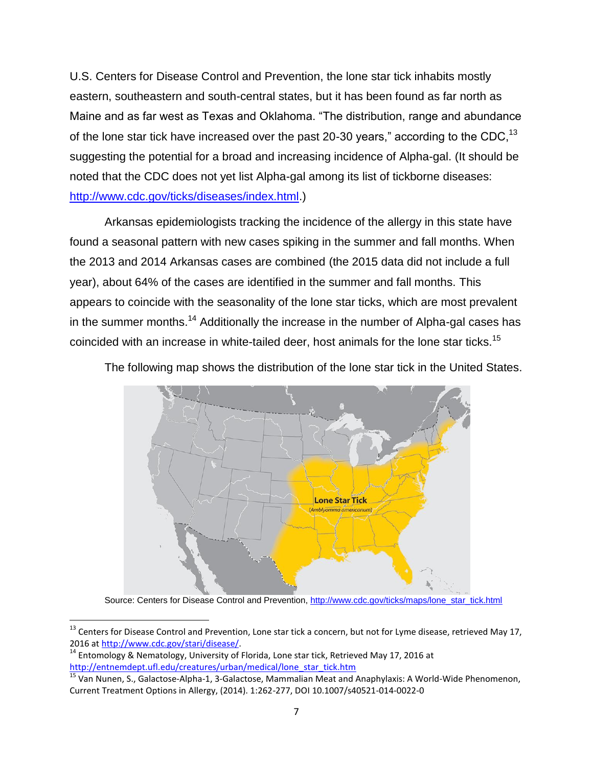U.S. Centers for Disease Control and Prevention, the lone star tick inhabits mostly eastern, southeastern and south-central states, but it has been found as far north as Maine and as far west as Texas and Oklahoma. "The distribution, range and abundance of the lone star tick have increased over the past 20-30 years," according to the CDC,[13] suggesting the potential for a broad and increasing incidence of Alpha-gal. (It should be noted that the CDC does not yet list Alpha-gal among its list of tickborne diseases: http://www.cdc.gov/ticks/diseases/index.html.)

Arkansas epidemiologists tracking the incidence of the allergy in this state have found a seasonal pattern with new cases spiking in the summer and fall months. When the 2013 and 2014 Arkansas cases are combined (the 2015 data did not include a full year), about 64% of the cases are identified in the summer and fall months. This appears to coincide with the seasonality of the lone star ticks, which are most prevalent in the summer months.[14] Additionally the increase in the number of Alpha-gal cases has coincided with an increase in white-tailed deer, host animals for the lone star ticks.[15]

The following map shows the distribution of the lone star tick in the United States.

Source: Centers for Disease Control and Prevention, http://www.cdc.gov/ticks/maps/lone_star_tick.html

---

[13] Centers for Disease Control and Prevention, Lone star tick a concern, but not for Lyme disease, retrieved May 17, 2016 at http://www.cdc.gov/stari/disease/.

[14] Entomology & Nematology, University of Florida, Lone star tick, Retrieved May 17, 2016 at http://entnemdept.ufl.edu/creatures/urban/medical/lone_star_tick.htm

[15] Van Nunen, S., Galactose-Alpha-1, 3-Galactose, Mammalian Meat and Anaphylaxis: A World-Wide Phenomenon, Current Treatment Options in Allergy, (2014). 1:262-277, DOI 10.1007/s40521-014-0022-0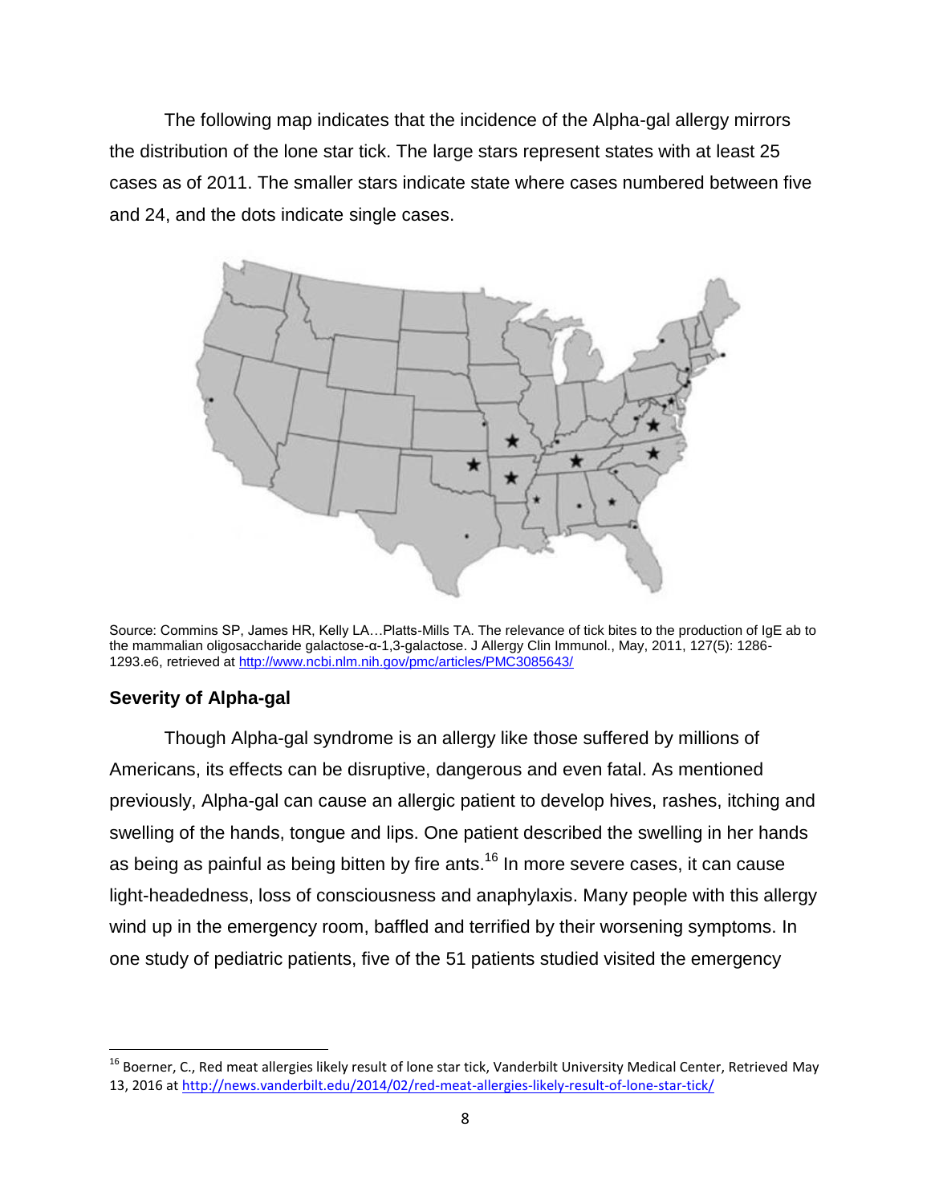The following map indicates that the incidence of the Alpha-gal allergy mirrors the distribution of the lone star tick. The large stars represent states with at least 25 cases as of 2011. The smaller stars indicate state where cases numbered between five and 24, and the dots indicate single cases.

Source: Commins SP, James HR, Kelly LA…Platts-Mills TA. The relevance of tick bites to the production of IgE ab to the mammalian oligosaccharide galactose-α-1,3-galactose. J Allergy Clin Immunol., May, 2011, 127(5): 1286-1293.e6, retrieved at http://www.ncbi.nlm.nih.gov/pmc/articles/PMC3085643/

### Severity of Alpha-gal

Though Alpha-gal syndrome is an allergy like those suffered by millions of Americans, its effects can be disruptive, dangerous and even fatal. As mentioned previously, Alpha-gal can cause an allergic patient to develop hives, rashes, itching and swelling of the hands, tongue and lips. One patient described the swelling in her hands as being as painful as being bitten by fire ants.[16] In more severe cases, it can cause light-headedness, loss of consciousness and anaphylaxis. Many people with this allergy wind up in the emergency room, baffled and terrified by their worsening symptoms. In one study of pediatric patients, five of the 51 patients studied visited the emergency

[16] Boerner, C., Red meat allergies likely result of lone star tick, Vanderbilt University Medical Center, Retrieved May 13, 2016 at http://news.vanderbilt.edu/2014/02/red-meat-allergies-likely-result-of-lone-star-tick/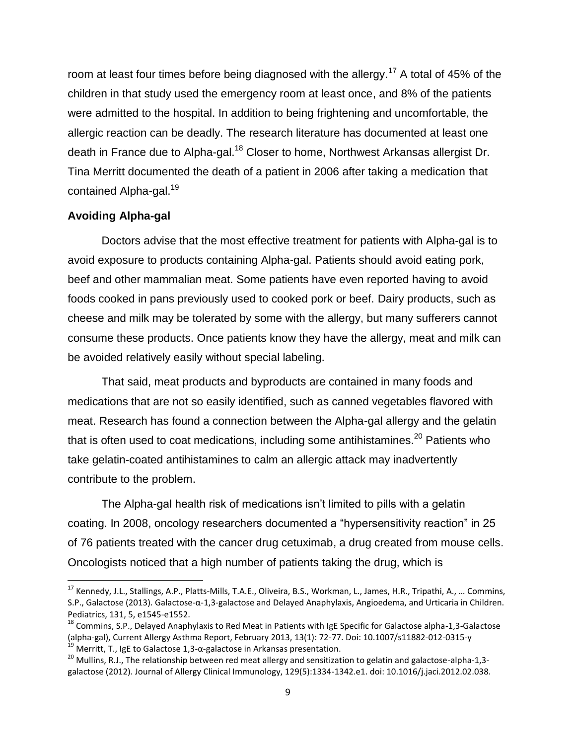room at least four times before being diagnosed with the allergy.[17] A total of 45% of the children in that study used the emergency room at least once, and 8% of the patients were admitted to the hospital. In addition to being frightening and uncomfortable, the allergic reaction can be deadly. The research literature has documented at least one death in France due to Alpha-gal.[18] Closer to home, Northwest Arkansas allergist Dr. Tina Merritt documented the death of a patient in 2006 after taking a medication that contained Alpha-gal.[19]

**Avoiding Alpha-gal**

Doctors advise that the most effective treatment for patients with Alpha-gal is to avoid exposure to products containing Alpha-gal. Patients should avoid eating pork, beef and other mammalian meat. Some patients have even reported having to avoid foods cooked in pans previously used to cooked pork or beef. Dairy products, such as cheese and milk may be tolerated by some with the allergy, but many sufferers cannot consume these products. Once patients know they have the allergy, meat and milk can be avoided relatively easily without special labeling.

That said, meat products and byproducts are contained in many foods and medications that are not so easily identified, such as canned vegetables flavored with meat. Research has found a connection between the Alpha-gal allergy and the gelatin that is often used to coat medications, including some antihistamines.[20] Patients who take gelatin-coated antihistamines to calm an allergic attack may inadvertently contribute to the problem.

The Alpha-gal health risk of medications isn't limited to pills with a gelatin coating. In 2008, oncology researchers documented a "hypersensitivity reaction" in 25 of 76 patients treated with the cancer drug cetuximab, a drug created from mouse cells. Oncologists noticed that a high number of patients taking the drug, which is

---

[17] Kennedy, J.L., Stallings, A.P., Platts-Mills, T.A.E., Oliveira, B.S., Workman, L., James, H.R., Tripathi, A., … Commins, S.P., Galactose (2013). Galactose-α-1,3-galactose and Delayed Anaphylaxis, Angioedema, and Urticaria in Children. Pediatrics, 131, 5, e1545-e1552.

[18] Commins, S.P., Delayed Anaphylaxis to Red Meat in Patients with IgE Specific for Galactose alpha-1,3-Galactose (alpha-gal), Current Allergy Asthma Report, February 2013, 13(1): 72-77. Doi: 10.1007/s11882-012-0315-y

[19] Merritt, T., IgE to Galactose 1,3-α-galactose in Arkansas presentation.

[20] Mullins, R.J., The relationship between red meat allergy and sensitization to gelatin and galactose-alpha-1,3-galactose (2012). Journal of Allergy Clinical Immunology, 129(5):1334-1342.e1. doi: 10.1016/j.jaci.2012.02.038.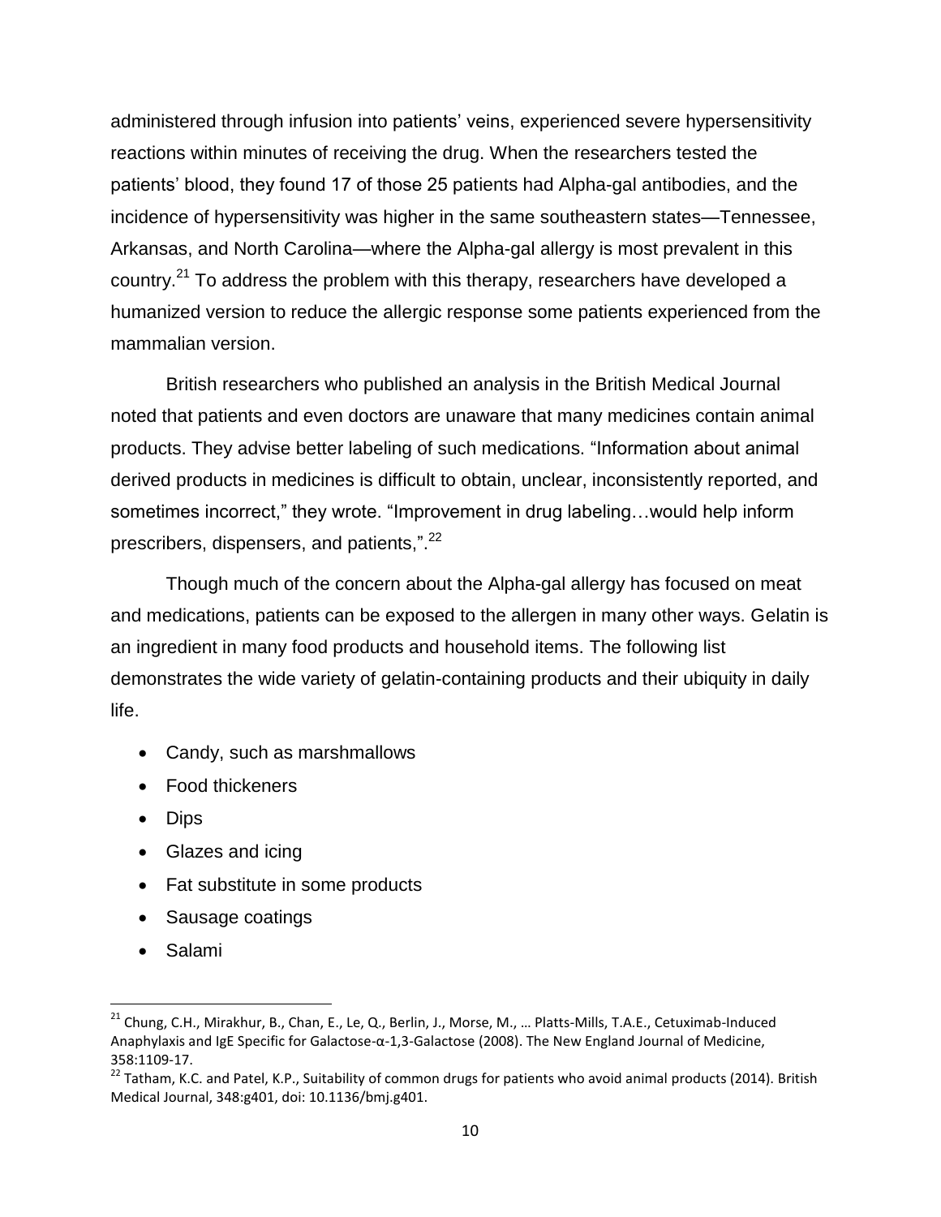administered through infusion into patients' veins, experienced severe hypersensitivity reactions within minutes of receiving the drug. When the researchers tested the patients' blood, they found 17 of those 25 patients had Alpha-gal antibodies, and the incidence of hypersensitivity was higher in the same southeastern states—Tennessee, Arkansas, and North Carolina—where the Alpha-gal allergy is most prevalent in this country.[21] To address the problem with this therapy, researchers have developed a humanized version to reduce the allergic response some patients experienced from the mammalian version.

British researchers who published an analysis in the British Medical Journal noted that patients and even doctors are unaware that many medicines contain animal products. They advise better labeling of such medications. "Information about animal derived products in medicines is difficult to obtain, unclear, inconsistently reported, and sometimes incorrect," they wrote. "Improvement in drug labeling…would help inform prescribers, dispensers, and patients,".[22]

Though much of the concern about the Alpha-gal allergy has focused on meat and medications, patients can be exposed to the allergen in many other ways. Gelatin is an ingredient in many food products and household items. The following list demonstrates the wide variety of gelatin-containing products and their ubiquity in daily life.

- Candy, such as marshmallows
- Food thickeners
- Dips
- Glazes and icing
- Fat substitute in some products
- Sausage coatings
- Salami

---

[21] Chung, C.H., Mirakhur, B., Chan, E., Le, Q., Berlin, J., Morse, M., … Platts-Mills, T.A.E., Cetuximab-Induced Anaphylaxis and IgE Specific for Galactose-α-1,3-Galactose (2008). The New England Journal of Medicine, 358:1109-17.

[22] Tatham, K.C. and Patel, K.P., Suitability of common drugs for patients who avoid animal products (2014). British Medical Journal, 348:g401, doi: 10.1136/bmj.g401.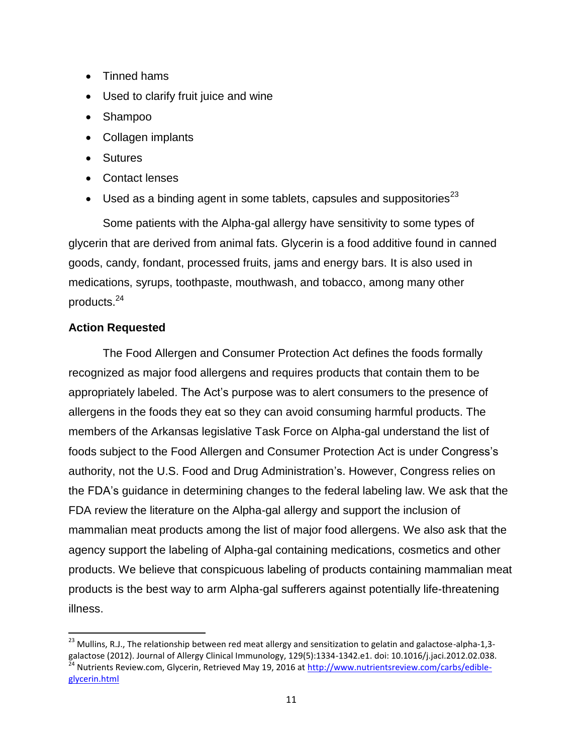- Tinned hams
- Used to clarify fruit juice and wine
- Shampoo
- Collagen implants
- Sutures
- Contact lenses
- Used as a binding agent in some tablets, capsules and suppositories[23]

Some patients with the Alpha-gal allergy have sensitivity to some types of glycerin that are derived from animal fats. Glycerin is a food additive found in canned goods, candy, fondant, processed fruits, jams and energy bars. It is also used in medications, syrups, toothpaste, mouthwash, and tobacco, among many other products.[24]

**Action Requested**

The Food Allergen and Consumer Protection Act defines the foods formally recognized as major food allergens and requires products that contain them to be appropriately labeled. The Act's purpose was to alert consumers to the presence of allergens in the foods they eat so they can avoid consuming harmful products. The members of the Arkansas legislative Task Force on Alpha-gal understand the list of foods subject to the Food Allergen and Consumer Protection Act is under Congress's authority, not the U.S. Food and Drug Administration's. However, Congress relies on the FDA's guidance in determining changes to the federal labeling law. We ask that the FDA review the literature on the Alpha-gal allergy and support the inclusion of mammalian meat products among the list of major food allergens. We also ask that the agency support the labeling of Alpha-gal containing medications, cosmetics and other products. We believe that conspicuous labeling of products containing mammalian meat products is the best way to arm Alpha-gal sufferers against potentially life-threatening illness.

---

[23] Mullins, R.J., The relationship between red meat allergy and sensitization to gelatin and galactose-alpha-1,3-galactose (2012). Journal of Allergy Clinical Immunology, 129(5):1334-1342.e1. doi: 10.1016/j.jaci.2012.02.038.

[24] Nutrients Review.com, Glycerin, Retrieved May 19, 2016 at http://www.nutrientsreview.com/carbs/edible-glycerin.html